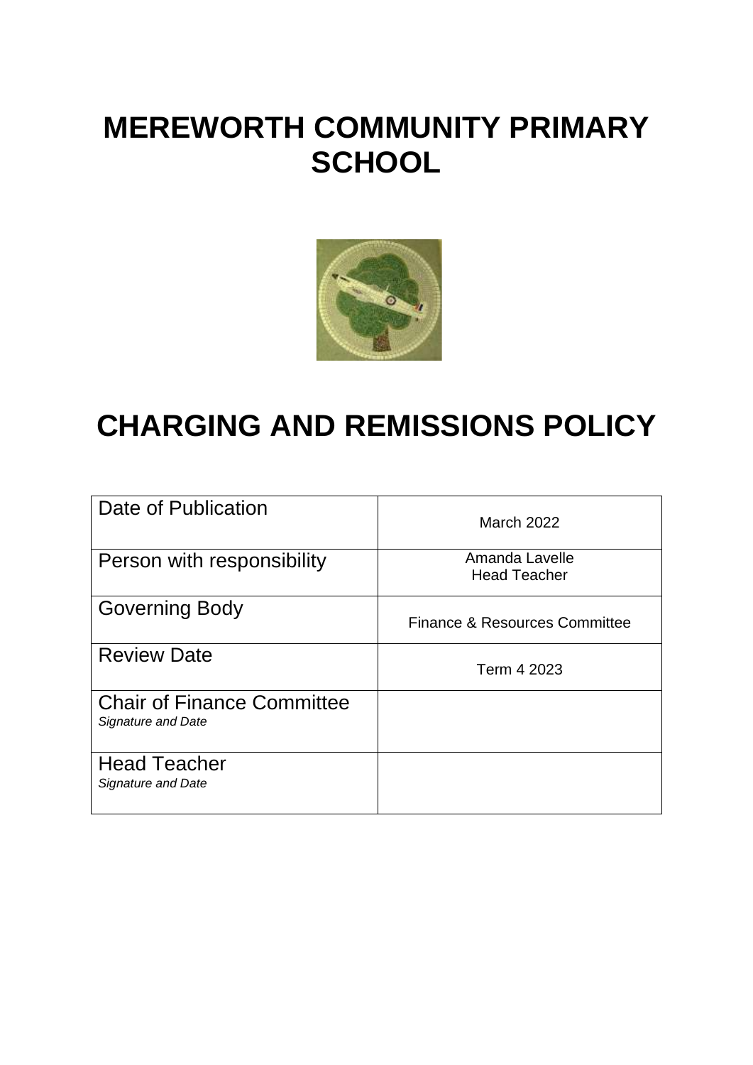# MEREWORTH COMMUNITY PRIMARY SCHOOL

# CHARGING AND REMISSIONS POLICY

| | |
|---|---|
| Date of Publication | March 2022 |
| Person with responsibility | Amanda Lavelle<br>Head Teacher |
| Governing Body | Finance & Resources Committee |
| Review Date | Term 4 2023 |
| Chair of Finance Committee<br>*Signature and Date* | |
| Head Teacher<br>*Signature and Date* | |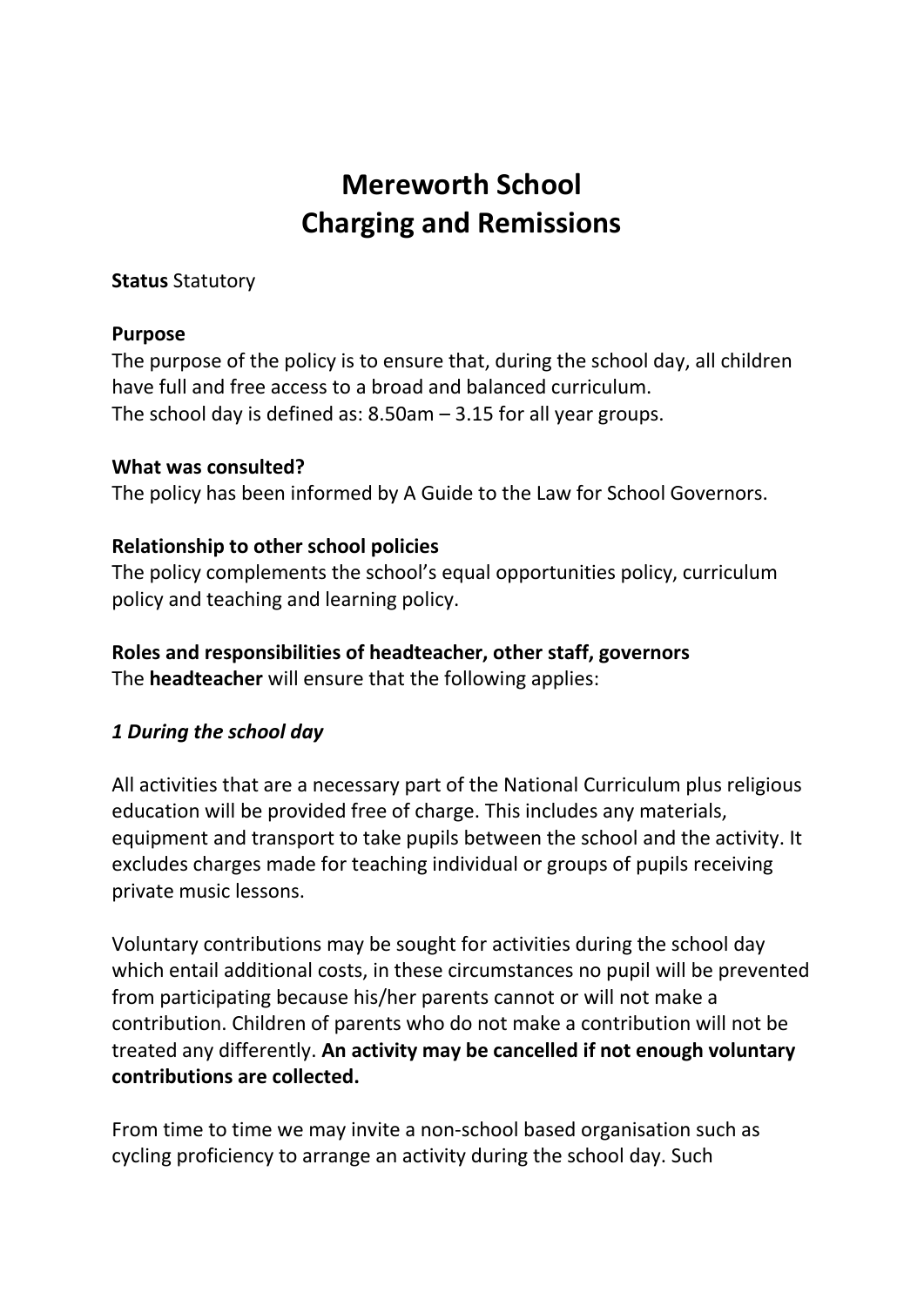# Mereworth School
# Charging and Remissions

**Status** Statutory

**Purpose**
The purpose of the policy is to ensure that, during the school day, all children have full and free access to a broad and balanced curriculum.
The school day is defined as: 8.50am – 3.15 for all year groups.

**What was consulted?**
The policy has been informed by A Guide to the Law for School Governors.

**Relationship to other school policies**
The policy complements the school's equal opportunities policy, curriculum policy and teaching and learning policy.

**Roles and responsibilities of headteacher, other staff, governors**
The **headteacher** will ensure that the following applies:

***1 During the school day***

All activities that are a necessary part of the National Curriculum plus religious education will be provided free of charge. This includes any materials, equipment and transport to take pupils between the school and the activity. It excludes charges made for teaching individual or groups of pupils receiving private music lessons.

Voluntary contributions may be sought for activities during the school day which entail additional costs, in these circumstances no pupil will be prevented from participating because his/her parents cannot or will not make a contribution. Children of parents who do not make a contribution will not be treated any differently. **An activity may be cancelled if not enough voluntary contributions are collected.**

From time to time we may invite a non-school based organisation such as cycling proficiency to arrange an activity during the school day. Such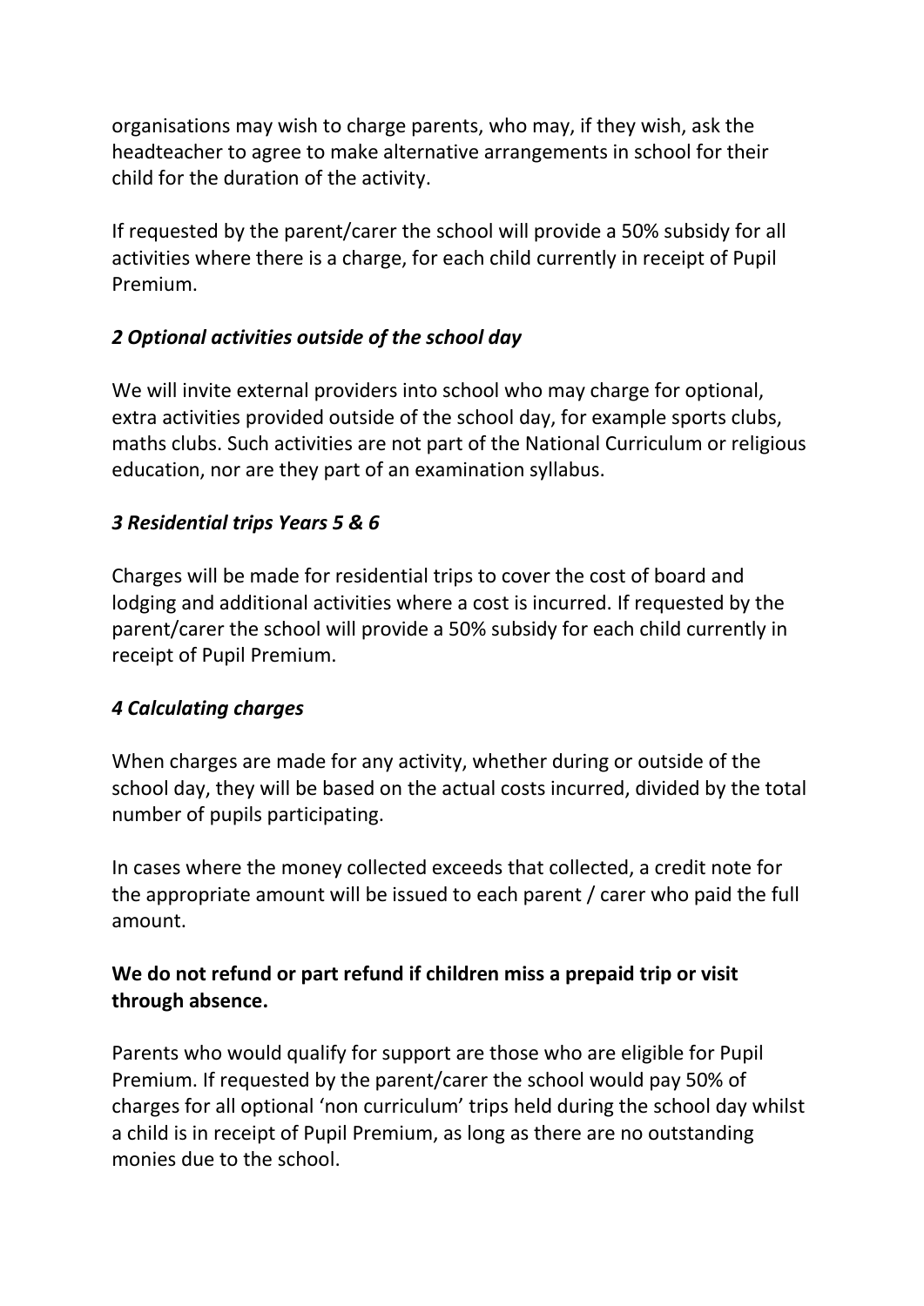organisations may wish to charge parents, who may, if they wish, ask the headteacher to agree to make alternative arrangements in school for their child for the duration of the activity.

If requested by the parent/carer the school will provide a 50% subsidy for all activities where there is a charge, for each child currently in receipt of Pupil Premium.

### *2 Optional activities outside of the school day*

We will invite external providers into school who may charge for optional, extra activities provided outside of the school day, for example sports clubs, maths clubs. Such activities are not part of the National Curriculum or religious education, nor are they part of an examination syllabus.

### *3 Residential trips Years 5 & 6*

Charges will be made for residential trips to cover the cost of board and lodging and additional activities where a cost is incurred. If requested by the parent/carer the school will provide a 50% subsidy for each child currently in receipt of Pupil Premium.

### *4 Calculating charges*

When charges are made for any activity, whether during or outside of the school day, they will be based on the actual costs incurred, divided by the total number of pupils participating.

In cases where the money collected exceeds that collected, a credit note for the appropriate amount will be issued to each parent / carer who paid the full amount.

**We do not refund or part refund if children miss a prepaid trip or visit through absence.**

Parents who would qualify for support are those who are eligible for Pupil Premium. If requested by the parent/carer the school would pay 50% of charges for all optional 'non curriculum' trips held during the school day whilst a child is in receipt of Pupil Premium, as long as there are no outstanding monies due to the school.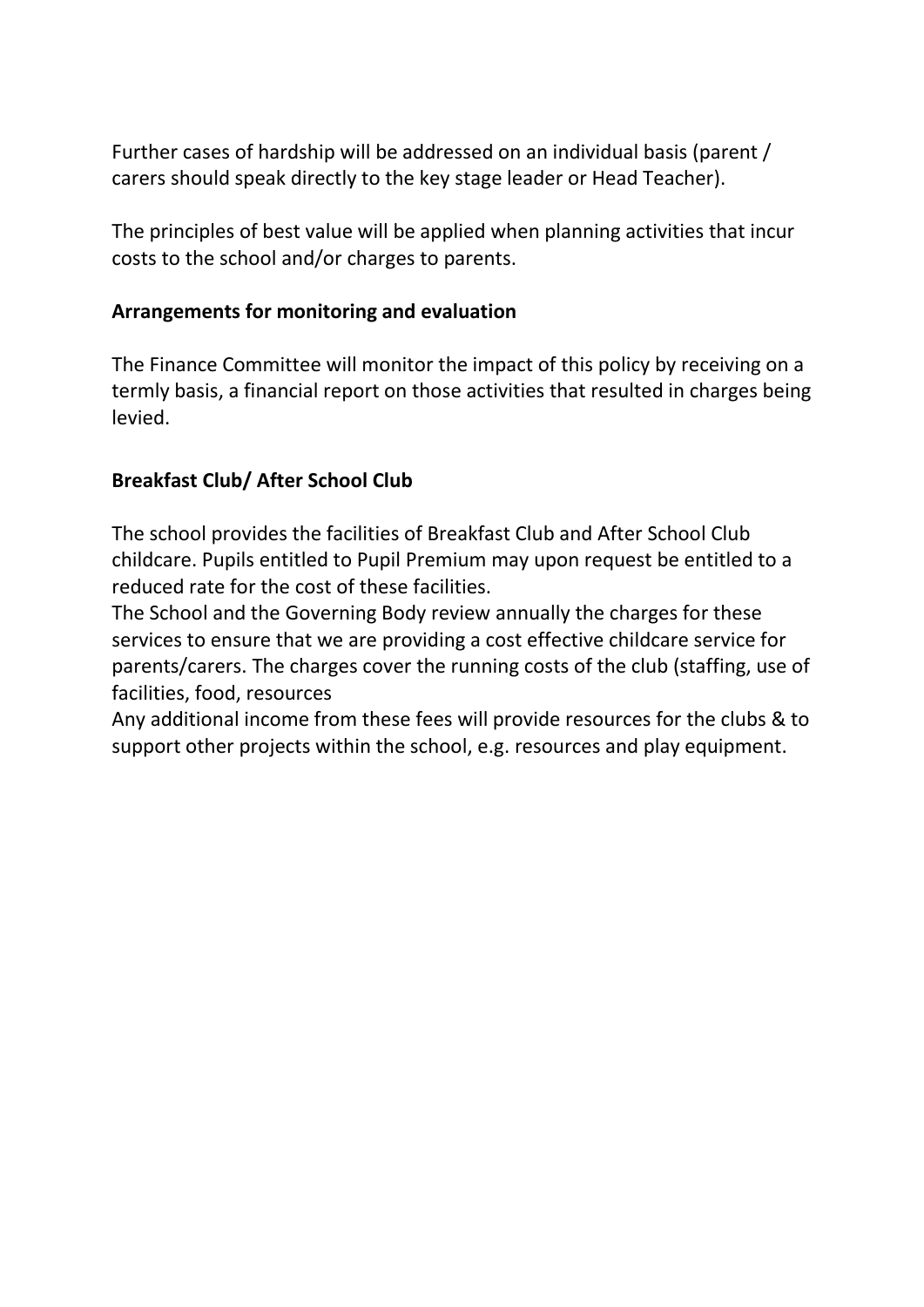Further cases of hardship will be addressed on an individual basis (parent / carers should speak directly to the key stage leader or Head Teacher).

The principles of best value will be applied when planning activities that incur costs to the school and/or charges to parents.

**Arrangements for monitoring and evaluation**

The Finance Committee will monitor the impact of this policy by receiving on a termly basis, a financial report on those activities that resulted in charges being levied.

**Breakfast Club/ After School Club**

The school provides the facilities of Breakfast Club and After School Club childcare. Pupils entitled to Pupil Premium may upon request be entitled to a reduced rate for the cost of these facilities.
The School and the Governing Body review annually the charges for these services to ensure that we are providing a cost effective childcare service for parents/carers. The charges cover the running costs of the club (staffing, use of facilities, food, resources
Any additional income from these fees will provide resources for the clubs & to support other projects within the school, e.g. resources and play equipment.